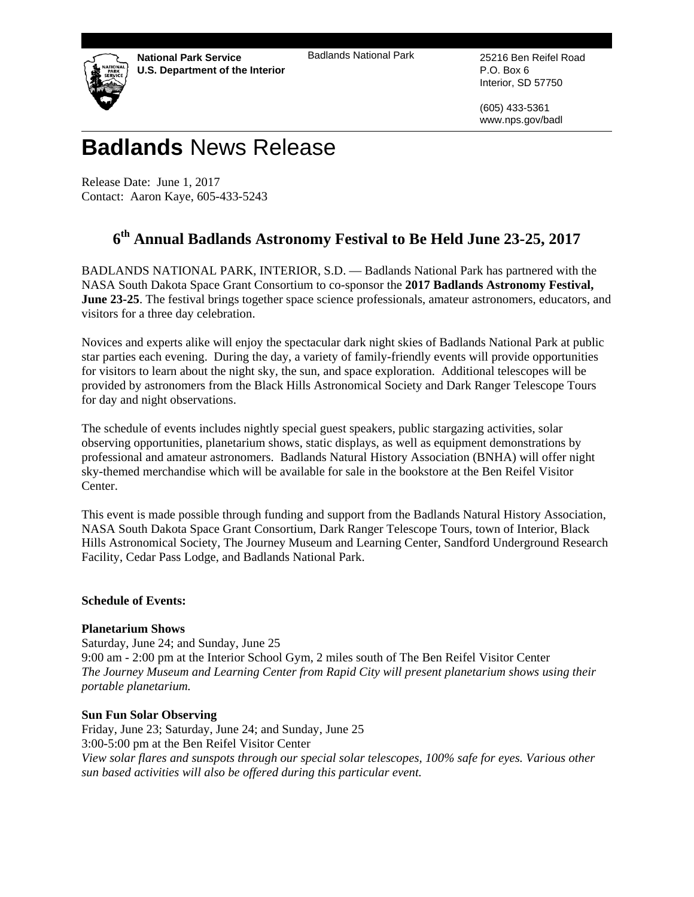**National Park Service**
**U.S. Department of the Interior**

Badlands National Park

25216 Ben Reifel Road
P.O. Box 6
Interior, SD 57750

(605) 433-5361
www.nps.gov/badl

# **Badlands** News Release

Release Date: June 1, 2017
Contact: Aaron Kaye, 605-433-5243

## 6th Annual Badlands Astronomy Festival to Be Held June 23-25, 2017

BADLANDS NATIONAL PARK, INTERIOR, S.D. — Badlands National Park has partnered with the NASA South Dakota Space Grant Consortium to co-sponsor the **2017 Badlands Astronomy Festival, June 23-25**. The festival brings together space science professionals, amateur astronomers, educators, and visitors for a three day celebration.

Novices and experts alike will enjoy the spectacular dark night skies of Badlands National Park at public star parties each evening. During the day, a variety of family-friendly events will provide opportunities for visitors to learn about the night sky, the sun, and space exploration. Additional telescopes will be provided by astronomers from the Black Hills Astronomical Society and Dark Ranger Telescope Tours for day and night observations.

The schedule of events includes nightly special guest speakers, public stargazing activities, solar observing opportunities, planetarium shows, static displays, as well as equipment demonstrations by professional and amateur astronomers. Badlands Natural History Association (BNHA) will offer night sky-themed merchandise which will be available for sale in the bookstore at the Ben Reifel Visitor Center.

This event is made possible through funding and support from the Badlands Natural History Association, NASA South Dakota Space Grant Consortium, Dark Ranger Telescope Tours, town of Interior, Black Hills Astronomical Society, The Journey Museum and Learning Center, Sandford Underground Research Facility, Cedar Pass Lodge, and Badlands National Park.

**Schedule of Events:**

**Planetarium Shows**
Saturday, June 24; and Sunday, June 25
9:00 am - 2:00 pm at the Interior School Gym, 2 miles south of The Ben Reifel Visitor Center
*The Journey Museum and Learning Center from Rapid City will present planetarium shows using their portable planetarium.*

**Sun Fun Solar Observing**
Friday, June 23; Saturday, June 24; and Sunday, June 25
3:00-5:00 pm at the Ben Reifel Visitor Center
*View solar flares and sunspots through our special solar telescopes, 100% safe for eyes. Various other sun based activities will also be offered during this particular event.*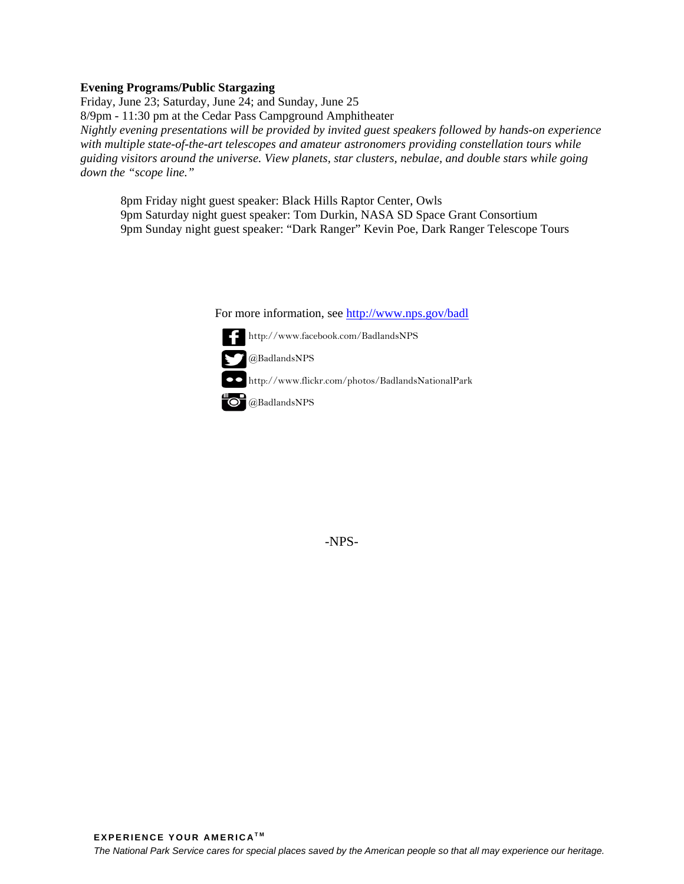**Evening Programs/Public Stargazing**

Friday, June 23; Saturday, June 24; and Sunday, June 25
8/9pm - 11:30 pm at the Cedar Pass Campground Amphitheater
*Nightly evening presentations will be provided by invited guest speakers followed by hands-on experience with multiple state-of-the-art telescopes and amateur astronomers providing constellation tours while guiding visitors around the universe. View planets, star clusters, nebulae, and double stars while going down the "scope line."*

8pm Friday night guest speaker: Black Hills Raptor Center, Owls
9pm Saturday night guest speaker: Tom Durkin, NASA SD Space Grant Consortium
9pm Sunday night guest speaker: "Dark Ranger" Kevin Poe, Dark Ranger Telescope Tours

For more information, see [http://www.nps.gov/badl](http://www.nps.gov/badl)

http://www.facebook.com/BadlandsNPS

@BadlandsNPS

http://www.flickr.com/photos/BadlandsNationalPark

@BadlandsNPS

-NPS-

**EXPERIENCE YOUR AMERICA™**

*The National Park Service cares for special places saved by the American people so that all may experience our heritage.*